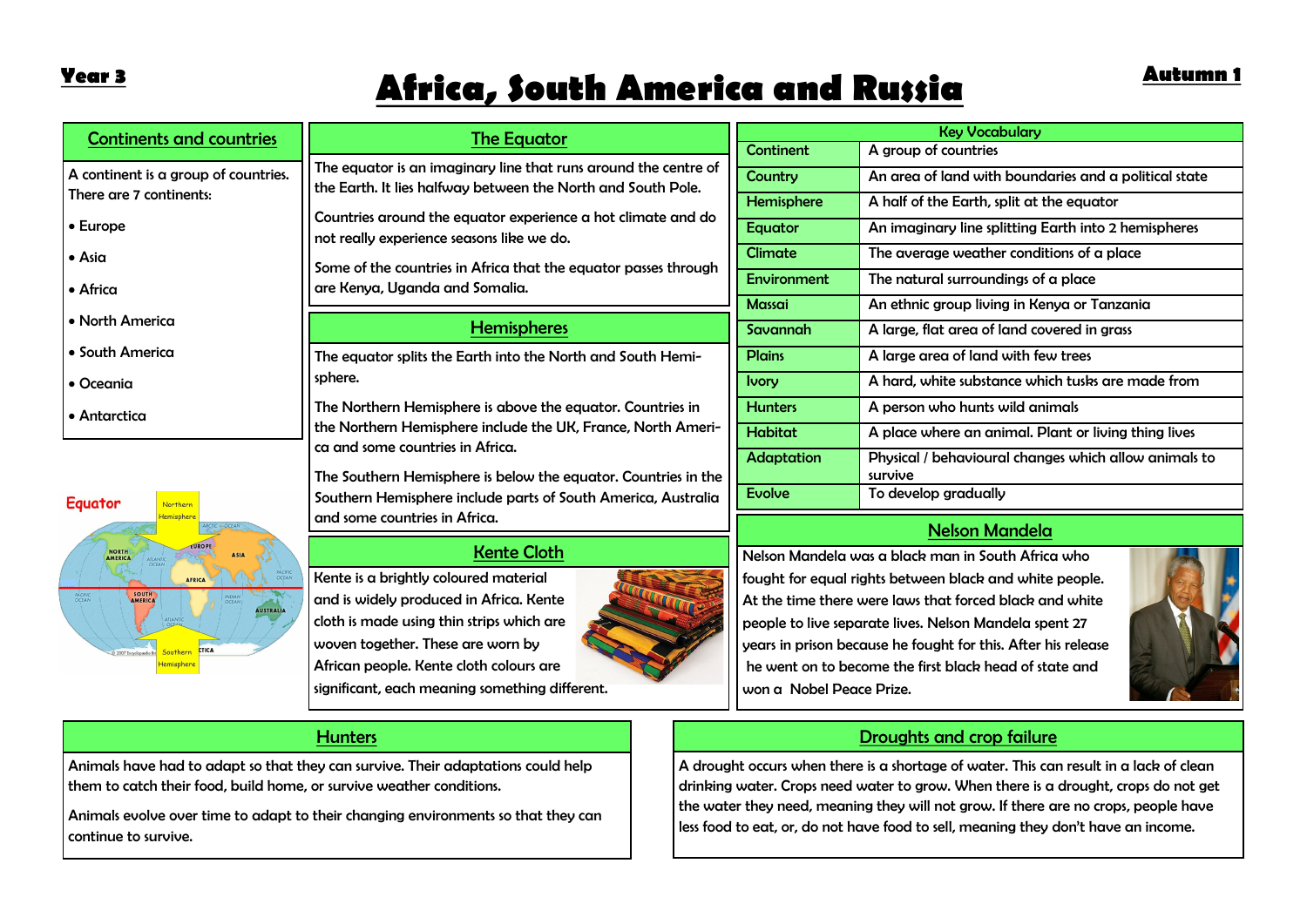Year 3

# Africa, South America and Russia

Autumn 1

## Continents and countries

A continent is a group of countries. There are 7 continents:

- Europe
- Asia
- Africa
- North America
- South America
- Oceania
- Antarctica

## The Equator

The equator is an imaginary line that runs around the centre of the Earth. It lies halfway between the North and South Pole.

Countries around the equator experience a hot climate and do not really experience seasons like we do.

Some of the countries in Africa that the equator passes through are Kenya, Uganda and Somalia.

## Hemispheres

The equator splits the Earth into the North and South Hemisphere.

The Northern Hemisphere is above the equator. Countries in the Northern Hemisphere include the UK, France, North America and some countries in Africa.

The Southern Hemisphere is below the equator. Countries in the Southern Hemisphere include parts of South America, Australia and some countries in Africa.

## Kente Cloth

Kente is a brightly coloured material and is widely produced in Africa. Kente cloth is made using thin strips which are woven together. These are worn by African people. Kente cloth colours are significant, each meaning something different.

## Key Vocabulary

| Key Vocabulary | |
|---|---|
| Continent | A group of countries |
| Country | An area of land with boundaries and a political state |
| Hemisphere | A half of the Earth, split at the equator |
| Equator | An imaginary line splitting Earth into 2 hemispheres |
| Climate | The average weather conditions of a place |
| Environment | The natural surroundings of a place |
| Massai | An ethnic group living in Kenya or Tanzania |
| Savannah | A large, flat area of land covered in grass |
| Plains | A large area of land with few trees |
| Ivory | A hard, white substance which tusks are made from |
| Hunters | A person who hunts wild animals |
| Habitat | A place where an animal. Plant or living thing lives |
| Adaptation | Physical / behavioural changes which allow animals to survive |
| Evolve | To develop gradually |

## Nelson Mandela

Nelson Mandela was a black man in South Africa who fought for equal rights between black and white people. At the time there were laws that forced black and white people to live separate lives. Nelson Mandela spent 27 years in prison because he fought for this. After his release he went on to become the first black head of state and won a Nobel Peace Prize.

## Hunters

Animals have had to adapt so that they can survive. Their adaptations could help them to catch their food, build home, or survive weather conditions.

Animals evolve over time to adapt to their changing environments so that they can continue to survive.

## Droughts and crop failure

A drought occurs when there is a shortage of water. This can result in a lack of clean drinking water. Crops need water to grow. When there is a drought, crops do not get the water they need, meaning they will not grow. If there are no crops, people have less food to eat, or, do not have food to sell, meaning they don't have an income.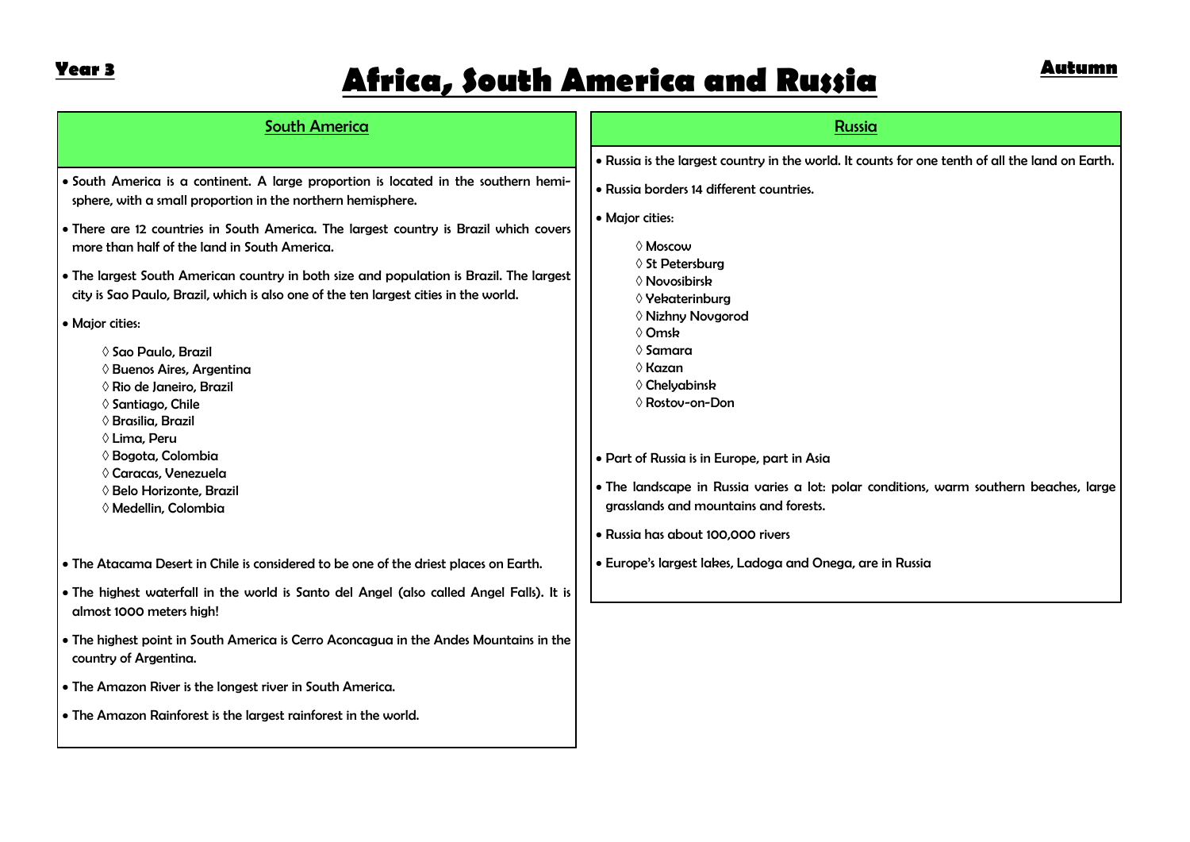Year 3

# Africa, South America and Russia

Autumn

## South America

- South America is a continent. A large proportion is located in the southern hemisphere, with a small proportion in the northern hemisphere.
- There are 12 countries in South America. The largest country is Brazil which covers more than half of the land in South America.
- The largest South American country in both size and population is Brazil. The largest city is Sao Paulo, Brazil, which is also one of the ten largest cities in the world.
- Major cities:
  - ◊ Sao Paulo, Brazil
  - ◊ Buenos Aires, Argentina
  - ◊ Rio de Janeiro, Brazil
  - ◊ Santiago, Chile
  - ◊ Brasilia, Brazil
  - ◊ Lima, Peru
  - ◊ Bogota, Colombia
  - ◊ Caracas, Venezuela
  - ◊ Belo Horizonte, Brazil
  - ◊ Medellin, Colombia
- The Atacama Desert in Chile is considered to be one of the driest places on Earth.
- The highest waterfall in the world is Santo del Angel (also called Angel Falls). It is almost 1000 meters high!
- The highest point in South America is Cerro Aconcagua in the Andes Mountains in the country of Argentina.
- The Amazon River is the longest river in South America.
- The Amazon Rainforest is the largest rainforest in the world.

## Russia

- Russia is the largest country in the world. It counts for one tenth of all the land on Earth.
- Russia borders 14 different countries.
- Major cities:
  - ◊ Moscow
  - ◊ St Petersburg
  - ◊ Novosibirsk
  - ◊ Yekaterinburg
  - ◊ Nizhny Novgorod
  - ◊ Omsk
  - ◊ Samara
  - ◊ Kazan
  - ◊ Chelyabinsk
  - ◊ Rostov-on-Don
- Part of Russia is in Europe, part in Asia
- The landscape in Russia varies a lot: polar conditions, warm southern beaches, large grasslands and mountains and forests.
- Russia has about 100,000 rivers
- Europe's largest lakes, Ladoga and Onega, are in Russia